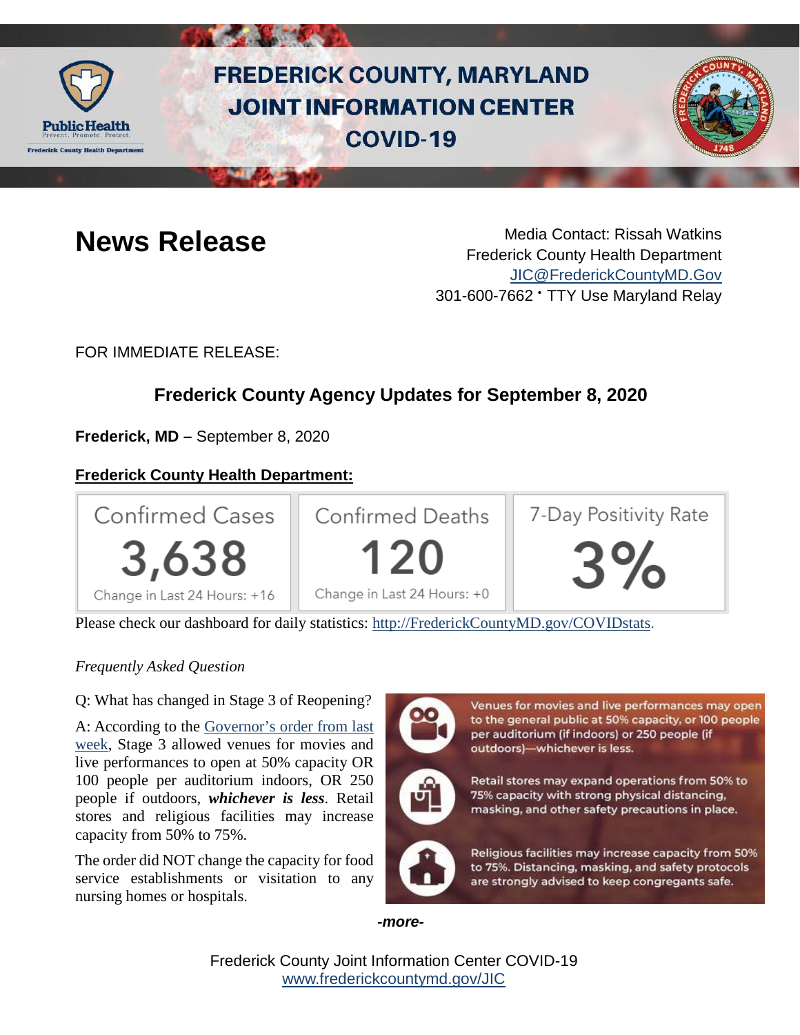# FREDERICK COUNTY, MARYLAND JOINT INFORMATION CENTER COVID-19

## News Release

Media Contact: Rissah Watkins
Frederick County Health Department
JIC@FrederickCountyMD.Gov
301-600-7662 • TTY Use Maryland Relay

FOR IMMEDIATE RELEASE:

### Frederick County Agency Updates for September 8, 2020

**Frederick, MD –** September 8, 2020

**Frederick County Health Department:**

| Confirmed Cases | Confirmed Deaths | 7-Day Positivity Rate |
|---|---|---|
| 3,638 | 120 | 3% |
| Change in Last 24 Hours: +16 | Change in Last 24 Hours: +0 | |

Please check our dashboard for daily statistics: http://FrederickCountyMD.gov/COVIDstats.

*Frequently Asked Question*

Q: What has changed in Stage 3 of Reopening?

A: According to the Governor's order from last week, Stage 3 allowed venues for movies and live performances to open at 50% capacity OR 100 people per auditorium indoors, OR 250 people if outdoors, ***whichever is less***. Retail stores and religious facilities may increase capacity from 50% to 75%.

The order did NOT change the capacity for food service establishments or visitation to any nursing homes or hospitals.

Venues for movies and live performances may open to the general public at 50% capacity, or 100 people per auditorium (if indoors) or 250 people (if outdoors)—whichever is less.

Retail stores may expand operations from 50% to 75% capacity with strong physical distancing, masking, and other safety precautions in place.

Religious facilities may increase capacity from 50% to 75%. Distancing, masking, and safety protocols are strongly advised to keep congregants safe.

*-more-*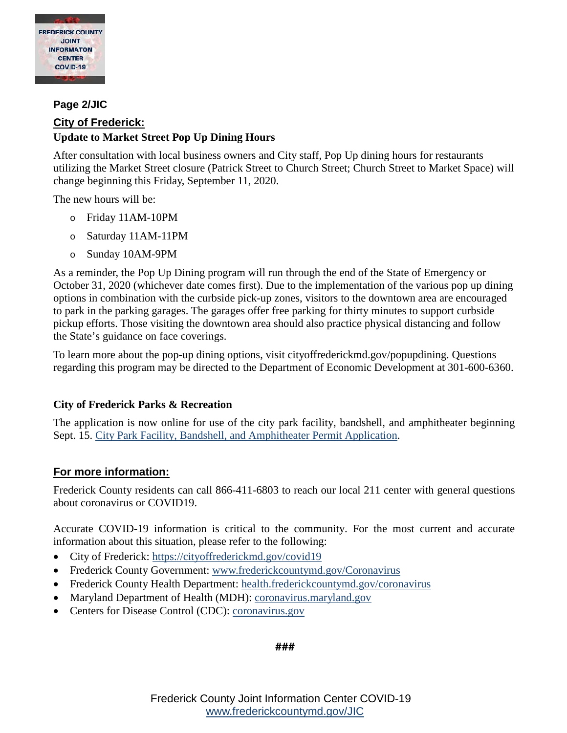**Page 2/JIC**

## City of Frederick:

**Update to Market Street Pop Up Dining Hours**

After consultation with local business owners and City staff, Pop Up dining hours for restaurants utilizing the Market Street closure (Patrick Street to Church Street; Church Street to Market Space) will change beginning this Friday, September 11, 2020.

The new hours will be:

- Friday 11AM-10PM
- Saturday 11AM-11PM
- Sunday 10AM-9PM

As a reminder, the Pop Up Dining program will run through the end of the State of Emergency or October 31, 2020 (whichever date comes first). Due to the implementation of the various pop up dining options in combination with the curbside pick-up zones, visitors to the downtown area are encouraged to park in the parking garages. The garages offer free parking for thirty minutes to support curbside pickup efforts. Those visiting the downtown area should also practice physical distancing and follow the State's guidance on face coverings.

To learn more about the pop-up dining options, visit cityoffrederickmd.gov/popupdining. Questions regarding this program may be directed to the Department of Economic Development at 301-600-6360.

**City of Frederick Parks & Recreation**

The application is now online for use of the city park facility, bandshell, and amphitheater beginning Sept. 15. City Park Facility, Bandshell, and Amphitheater Permit Application.

## For more information:

Frederick County residents can call 866-411-6803 to reach our local 211 center with general questions about coronavirus or COVID19.

Accurate COVID-19 information is critical to the community. For the most current and accurate information about this situation, please refer to the following:

- City of Frederick: https://cityoffrederickmd.gov/covid19
- Frederick County Government: www.frederickcountymd.gov/Coronavirus
- Frederick County Health Department: health.frederickcountymd.gov/coronavirus
- Maryland Department of Health (MDH): coronavirus.maryland.gov
- Centers for Disease Control (CDC): coronavirus.gov

###

Frederick County Joint Information Center COVID-19
www.frederickcountymd.gov/JIC